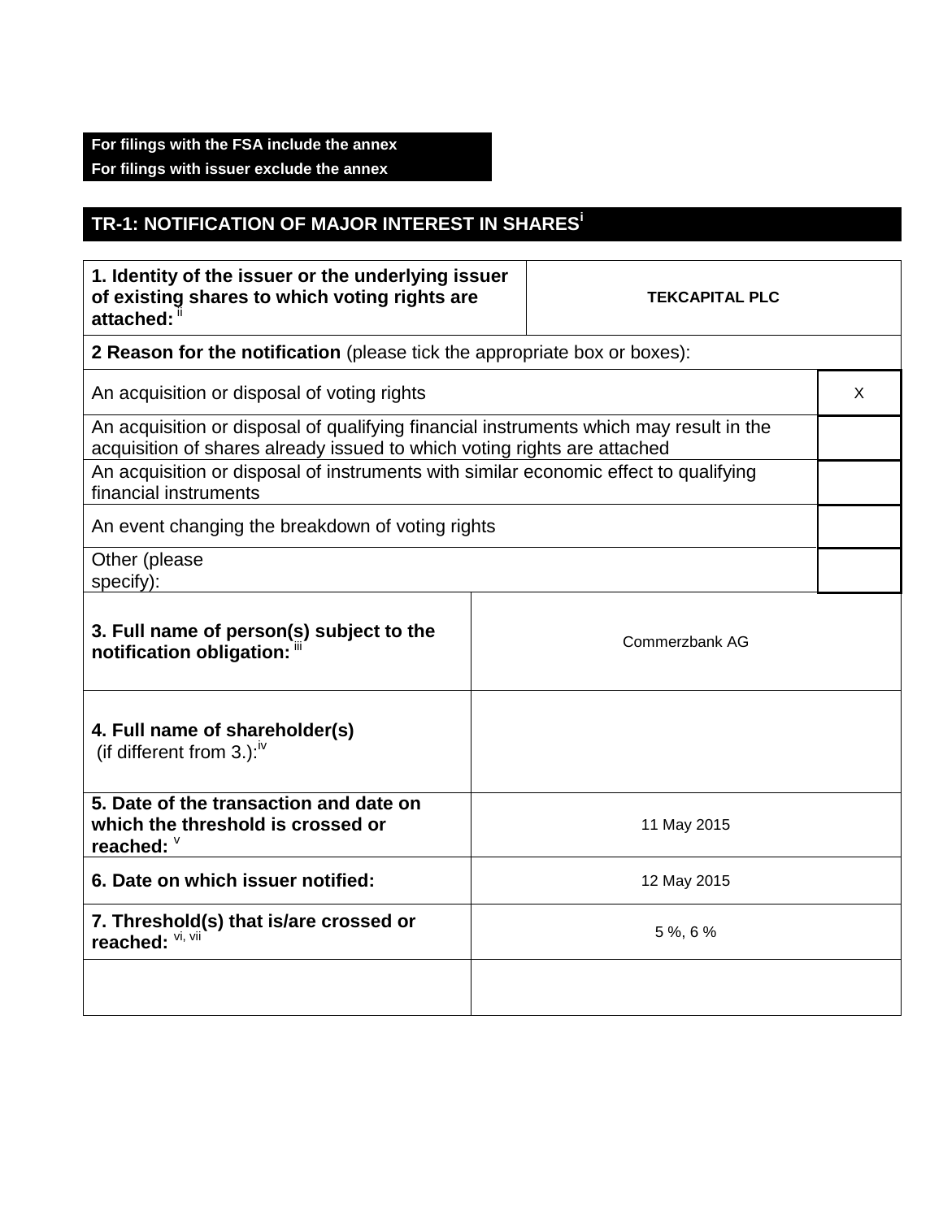**For filings with the FSA include the annex**
**For filings with issuer exclude the annex**

## TR-1: NOTIFICATION OF MAJOR INTEREST IN SHARES[i]

| | |
|---|---|
| **1. Identity of the issuer or the underlying issuer of existing shares to which voting rights are attached:** [ii] | **TEKCAPITAL PLC** |

**2 Reason for the notification** (please tick the appropriate box or boxes):

| | |
|---|---|
| An acquisition or disposal of voting rights | X |
| An acquisition or disposal of qualifying financial instruments which may result in the acquisition of shares already issued to which voting rights are attached | |
| An acquisition or disposal of instruments with similar economic effect to qualifying financial instruments | |
| An event changing the breakdown of voting rights | |
| Other (please specify): | |

| | |
|---|---|
| **3. Full name of person(s) subject to the notification obligation:** [iii] | Commerzbank AG |
| **4. Full name of shareholder(s)** (if different from 3.):[iv] | |
| **5. Date of the transaction and date on which the threshold is crossed or reached:** [v] | 11 May 2015 |
| **6. Date on which issuer notified:** | 12 May 2015 |
| **7. Threshold(s) that is/are crossed or reached:** [vi, vii] | 5 %, 6 % |
| | |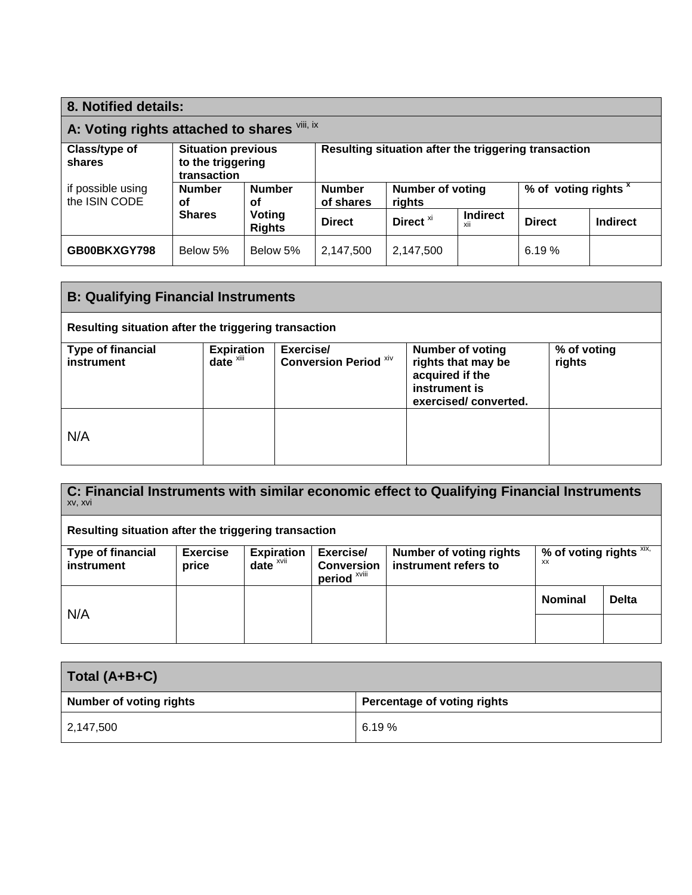## 8. Notified details:

### A: Voting rights attached to shares [viii, ix]

| Class/type of shares<br><br>if possible using the ISIN CODE | Situation previous to the triggering transaction | | Resulting situation after the triggering transaction | | | | |
|---|---|---|---|---|---|---|---|
| | Number of Shares | Number of Voting Rights | Number of shares | Number of voting rights | | % of voting rights [x] | |
| | | | Direct | Direct [xi] | Indirect [xii] | Direct | Indirect |
| **GB00BKXGY798** | Below 5% | Below 5% | 2,147,500 | 2,147,500 | | 6.19 % | |

### B: Qualifying Financial Instruments

**Resulting situation after the triggering transaction**

| Type of financial instrument | Expiration date [xiii] | Exercise/ Conversion Period [xiv] | Number of voting rights that may be acquired if the instrument is exercised/ converted. | % of voting rights |
|---|---|---|---|---|
| N/A | | | | |

### C: Financial Instruments with similar economic effect to Qualifying Financial Instruments [xv, xvi]

**Resulting situation after the triggering transaction**

| Type of financial instrument | Exercise price | Expiration date [xvii] | Exercise/ Conversion period [xviii] | Number of voting rights instrument refers to | % of voting rights [xix, xx] | |
|---|---|---|---|---|---|---|
| | | | | | Nominal | Delta |
| N/A | | | | | | |

| Total (A+B+C) | |
|---|---|
| **Number of voting rights** | **Percentage of voting rights** |
| 2,147,500 | 6.19 % |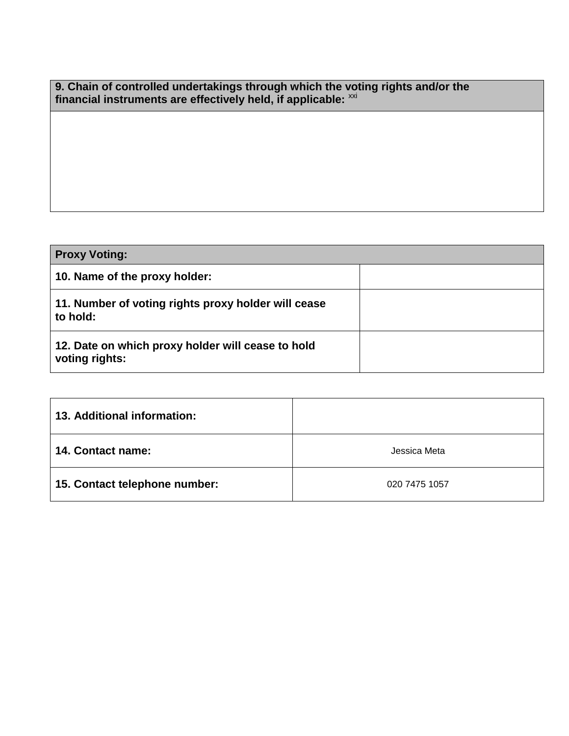| 9. Chain of controlled undertakings through which the voting rights and/or the financial instruments are effectively held, if applicable: [xxi] |
| --- |
| |

| Proxy Voting: | |
| --- | --- |
| 10. Name of the proxy holder: | |
| 11. Number of voting rights proxy holder will cease to hold: | |
| 12. Date on which proxy holder will cease to hold voting rights: | |

| | |
| --- | --- |
| 13. Additional information: | |
| 14. Contact name: | Jessica Meta |
| 15. Contact telephone number: | 020 7475 1057 |